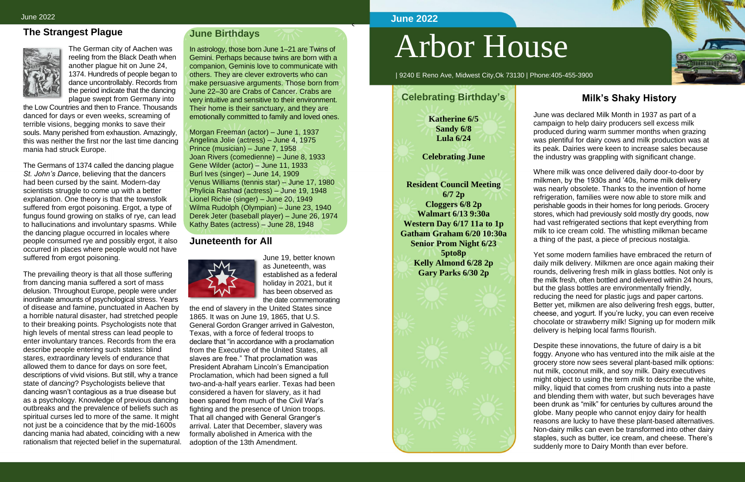## The Strangest Plague

The German city of Aachen was reeling from the Black Death when another plague hit on June 24, 1374. Hundreds of people began to dance uncontrollably. Records from the period indicate that the dancing plague swept from Germany into the Low Countries and then to France. Thousands danced for days or even weeks, screaming of terrible visions, begging monks to save their souls. Many perished from exhaustion. Amazingly, this was neither the first nor the last time dancing mania had struck Europe.

The Germans of 1374 called the dancing plague *St. John's Dance*, believing that the dancers had been cursed by the saint. Modern-day scientists struggle to come up with a better explanation. One theory is that the townsfolk suffered from ergot poisoning. Ergot, a type of fungus found growing on stalks of rye, can lead to hallucinations and involuntary spasms. While the dancing plague occurred in locales where people consumed rye and possibly ergot, it also occurred in places where people would not have suffered from ergot poisoning.

The prevailing theory is that all those suffering from dancing mania suffered a sort of mass delusion. Throughout Europe, people were under inordinate amounts of psychological stress. Years of disease and famine, punctuated in Aachen by a horrible natural disaster, had stretched people to their breaking points. Psychologists note that high levels of mental stress can lead people to enter involuntary trances. Records from the era describe people entering such states: blind stares, extraordinary levels of endurance that allowed them to dance for days on sore feet, descriptions of vivid visions. But still, why a trance state of *dancing*? Psychologists believe that dancing wasn't contagious as a true disease but as a psychology. Knowledge of previous dancing outbreaks and the prevalence of beliefs such as spiritual curses led to more of the same. It might not just be a coincidence that by the mid-1600s dancing mania had abated, coinciding with a new rationalism that rejected belief in the supernatural.

## June Birthdays

In astrology, those born June 1–21 are Twins of Gemini. Perhaps because twins are born with a companion, Geminis love to communicate with others. They are clever extroverts who can make persuasive arguments. Those born from June 22–30 are Crabs of Cancer. Crabs are very intuitive and sensitive to their environment. Their home is their sanctuary, and they are emotionally committed to family and loved ones.

Morgan Freeman (actor) – June 1, 1937
Angelina Jolie (actress) – June 4, 1975
Prince (musician) – June 7, 1958
Joan Rivers (comedienne) – June 8, 1933
Gene Wilder (actor) – June 11, 1933
Burl Ives (singer) – June 14, 1909
Venus Williams (tennis star) – June 17, 1980
Phylicia Rashad (actress) – June 19, 1948
Lionel Richie (singer) – June 20, 1949
Wilma Rudolph (Olympian) – June 23, 1940
Derek Jeter (baseball player) – June 26, 1974
Kathy Bates (actress) – June 28, 1948

## Juneteenth for All

June 19, better known as Juneteenth, was established as a federal holiday in 2021, but it has been observed as the date commemorating the end of slavery in the United States since 1865. It was on June 19, 1865, that U.S. General Gordon Granger arrived in Galveston, Texas, with a force of federal troops to declare that "in accordance with a proclamation from the Executive of the United States, all slaves are free." That proclamation was President Abraham Lincoln's Emancipation Proclamation, which had been signed a full two-and-a-half years earlier. Texas had been considered a haven for slavery, as it had been spared from much of the Civil War's fighting and the presence of Union troops. That all changed with General Granger's arrival. Later that December, slavery was formally abolished in America with the adoption of the 13th Amendment.

June 2022

# Arbor House

| 9240 E Reno Ave, Midwest City,Ok 73130 | Phone:405-455-3900

## Celebrating Birthday's

**Katherine 6/5**
**Sandy 6/8**
**Lula 6/24**

**Celebrating June**

**Resident Council Meeting 6/7 2p**
**Cloggers 6/8 2p**
**Walmart 6/13 9:30a**
**Western Day 6/17 11a to 1p**
**Gatham Graham 6/20 10:30a**
**Senior Prom Night 6/23 5pto8p**
**Kelly Almond 6/28 2p**
**Gary Parks 6/30 2p**

## Milk's Shaky History

June was declared Milk Month in 1937 as part of a campaign to help dairy producers sell excess milk produced during warm summer months when grazing was plentiful for dairy cows and milk production was at its peak. Dairies were keen to increase sales because the industry was grappling with significant change.

Where milk was once delivered daily door-to-door by milkmen, by the 1930s and '40s, home milk delivery was nearly obsolete. Thanks to the invention of home refrigeration, families were now able to store milk and perishable goods in their homes for long periods. Grocery stores, which had previously sold mostly dry goods, now had vast refrigerated sections that kept everything from milk to ice cream cold. The whistling milkman became a thing of the past, a piece of precious nostalgia.

Yet some modern families have embraced the return of daily milk delivery. Milkmen are once again making their rounds, delivering fresh milk in glass bottles. Not only is the milk fresh, often bottled and delivered within 24 hours, but the glass bottles are environmentally friendly, reducing the need for plastic jugs and paper cartons. Better yet, milkmen are also delivering fresh eggs, butter, cheese, and yogurt. If you're lucky, you can even receive chocolate or strawberry milk! Signing up for modern milk delivery is helping local farms flourish.

Despite these innovations, the future of dairy is a bit foggy. Anyone who has ventured into the milk aisle at the grocery store now sees several plant-based milk options: nut milk, coconut milk, and soy milk. Dairy executives might object to using the term *milk* to describe the white, milky, liquid that comes from crushing nuts into a paste and blending them with water, but such beverages have been drunk as "milk" for centuries by cultures around the globe. Many people who cannot enjoy dairy for health reasons are lucky to have these plant-based alternatives. Non-dairy milks can even be transformed into other dairy staples, such as butter, ice cream, and cheese. There's suddenly more to Dairy Month than ever before.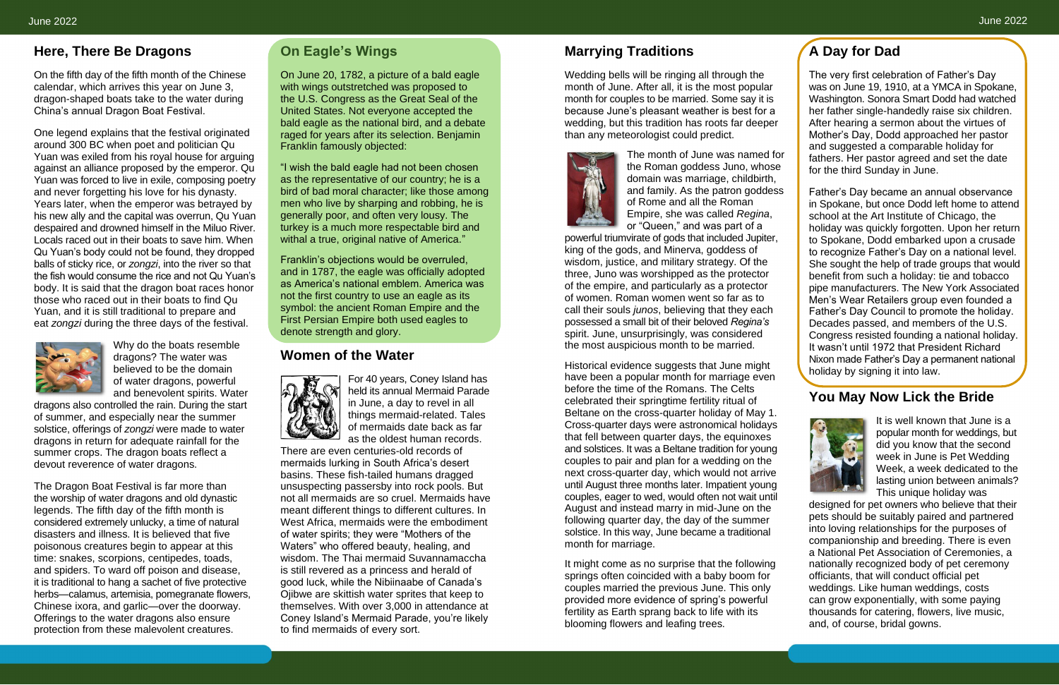## Here, There Be Dragons

On the fifth day of the fifth month of the Chinese calendar, which arrives this year on June 3, dragon-shaped boats take to the water during China's annual Dragon Boat Festival.

One legend explains that the festival originated around 300 BC when poet and politician Qu Yuan was exiled from his royal house for arguing against an alliance proposed by the emperor. Qu Yuan was forced to live in exile, composing poetry and never forgetting his love for his dynasty. Years later, when the emperor was betrayed by his new ally and the capital was overrun, Qu Yuan despaired and drowned himself in the Miluo River. Locals raced out in their boats to save him. When Qu Yuan's body could not be found, they dropped balls of sticky rice, or *zongzi*, into the river so that the fish would consume the rice and not Qu Yuan's body. It is said that the dragon boat races honor those who raced out in their boats to find Qu Yuan, and it is still traditional to prepare and eat *zongzi* during the three days of the festival.

Why do the boats resemble dragons? The water was believed to be the domain of water dragons, powerful and benevolent spirits. Water dragons also controlled the rain. During the start of summer, and especially near the summer solstice, offerings of *zongzi* were made to water dragons in return for adequate rainfall for the summer crops. The dragon boats reflect a devout reverence of water dragons.

The Dragon Boat Festival is far more than the worship of water dragons and old dynastic legends. The fifth day of the fifth month is considered extremely unlucky, a time of natural disasters and illness. It is believed that five poisonous creatures begin to appear at this time: snakes, scorpions, centipedes, toads, and spiders. To ward off poison and disease, it is traditional to hang a sachet of five protective herbs—calamus, artemisia, pomegranate flowers, Chinese ixora, and garlic—over the doorway. Offerings to the water dragons also ensure protection from these malevolent creatures.

## On Eagle's Wings

On June 20, 1782, a picture of a bald eagle with wings outstretched was proposed to the U.S. Congress as the Great Seal of the United States. Not everyone accepted the bald eagle as the national bird, and a debate raged for years after its selection. Benjamin Franklin famously objected:

"I wish the bald eagle had not been chosen as the representative of our country; he is a bird of bad moral character; like those among men who live by sharping and robbing, he is generally poor, and often very lousy. The turkey is a much more respectable bird and withal a true, original native of America."

Franklin's objections would be overruled, and in 1787, the eagle was officially adopted as America's national emblem. America was not the first country to use an eagle as its symbol: the ancient Roman Empire and the First Persian Empire both used eagles to denote strength and glory.

## Women of the Water

For 40 years, Coney Island has held its annual Mermaid Parade in June, a day to revel in all things mermaid-related. Tales of mermaids date back as far as the oldest human records. There are even centuries-old records of mermaids lurking in South Africa's desert basins. These fish-tailed humans dragged unsuspecting passersby into rock pools. But not all mermaids are so cruel. Mermaids have meant different things to different cultures. In West Africa, mermaids were the embodiment of water spirits; they were "Mothers of the Waters" who offered beauty, healing, and wisdom. The Thai mermaid Suvannamaccha is still revered as a princess and herald of good luck, while the Nibiinaabe of Canada's Ojibwe are skittish water sprites that keep to themselves. With over 3,000 in attendance at Coney Island's Mermaid Parade, you're likely to find mermaids of every sort.

## Marrying Traditions

Wedding bells will be ringing all through the month of June. After all, it is the most popular month for couples to be married. Some say it is because June's pleasant weather is best for a wedding, but this tradition has roots far deeper than any meteorologist could predict.

The month of June was named for the Roman goddess Juno, whose domain was marriage, childbirth, and family. As the patron goddess of Rome and all the Roman Empire, she was called *Regina*, or "Queen," and was part of a powerful triumvirate of gods that included Jupiter, king of the gods, and Minerva, goddess of wisdom, justice, and military strategy. Of the three, Juno was worshipped as the protector of the empire, and particularly as a protector of women. Roman women went so far as to call their souls *junos*, believing that they each possessed a small bit of their beloved *Regina's* spirit. June, unsurprisingly, was considered the most auspicious month to be married.

Historical evidence suggests that June might have been a popular month for marriage even before the time of the Romans. The Celts celebrated their springtime fertility ritual of Beltane on the cross-quarter holiday of May 1. Cross-quarter days were astronomical holidays that fell between quarter days, the equinoxes and solstices. It was a Beltane tradition for young couples to pair and plan for a wedding on the next cross-quarter day, which would not arrive until August three months later. Impatient young couples, eager to wed, would often not wait until August and instead marry in mid-June on the following quarter day, the day of the summer solstice. In this way, June became a traditional month for marriage.

It might come as no surprise that the following springs often coincided with a baby boom for couples married the previous June. This only provided more evidence of spring's powerful fertility as Earth sprang back to life with its blooming flowers and leafing trees.

## A Day for Dad

The very first celebration of Father's Day was on June 19, 1910, at a YMCA in Spokane, Washington. Sonora Smart Dodd had watched her father single-handedly raise six children. After hearing a sermon about the virtues of Mother's Day, Dodd approached her pastor and suggested a comparable holiday for fathers. Her pastor agreed and set the date for the third Sunday in June.

Father's Day became an annual observance in Spokane, but once Dodd left home to attend school at the Art Institute of Chicago, the holiday was quickly forgotten. Upon her return to Spokane, Dodd embarked upon a crusade to recognize Father's Day on a national level. She sought the help of trade groups that would benefit from such a holiday: tie and tobacco pipe manufacturers. The New York Associated Men's Wear Retailers group even founded a Father's Day Council to promote the holiday. Decades passed, and members of the U.S. Congress resisted founding a national holiday. It wasn't until 1972 that President Richard Nixon made Father's Day a permanent national holiday by signing it into law.

## You May Now Lick the Bride

It is well known that June is a popular month for weddings, but did you know that the second week in June is Pet Wedding Week, a week dedicated to the lasting union between animals? This unique holiday was designed for pet owners who believe that their pets should be suitably paired and partnered into loving relationships for the purposes of companionship and breeding. There is even a National Pet Association of Ceremonies, a nationally recognized body of pet ceremony officiants, that will conduct official pet weddings. Like human weddings, costs can grow exponentially, with some paying thousands for catering, flowers, live music, and, of course, bridal gowns.